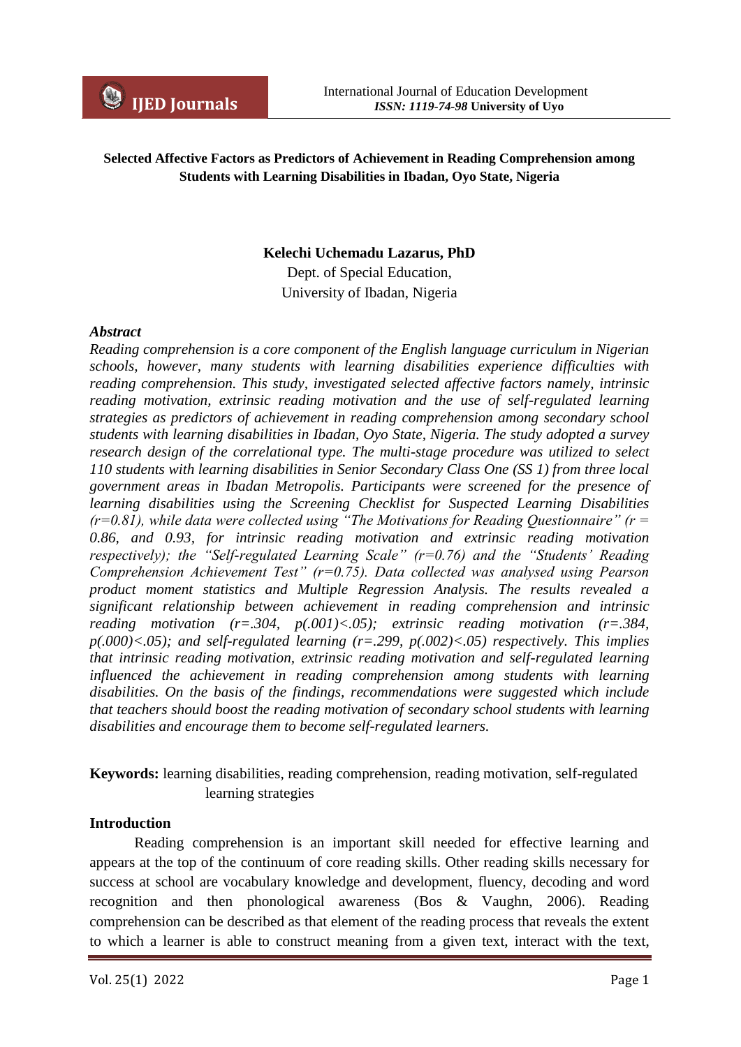**Selected Affective Factors as Predictors of Achievement in Reading Comprehension among Students with Learning Disabilities in Ibadan, Oyo State, Nigeria**

**Kelechi Uchemadu Lazarus, PhD**
Dept. of Special Education,
University of Ibadan, Nigeria

***Abstract***

*Reading comprehension is a core component of the English language curriculum in Nigerian schools, however, many students with learning disabilities experience difficulties with reading comprehension. This study, investigated selected affective factors namely, intrinsic reading motivation, extrinsic reading motivation and the use of self-regulated learning strategies as predictors of achievement in reading comprehension among secondary school students with learning disabilities in Ibadan, Oyo State, Nigeria. The study adopted a survey research design of the correlational type. The multi-stage procedure was utilized to select 110 students with learning disabilities in Senior Secondary Class One (SS 1) from three local government areas in Ibadan Metropolis. Participants were screened for the presence of learning disabilities using the Screening Checklist for Suspected Learning Disabilities (r=0.81), while data were collected using "The Motivations for Reading Questionnaire" (r = 0.86, and 0.93, for intrinsic reading motivation and extrinsic reading motivation respectively); the "Self-regulated Learning Scale" (r=0.76) and the "Students' Reading Comprehension Achievement Test" (r=0.75). Data collected was analysed using Pearson product moment statistics and Multiple Regression Analysis. The results revealed a significant relationship between achievement in reading comprehension and intrinsic reading motivation (r=.304, p(.001)<.05); extrinsic reading motivation (r=.384, p(.000)<.05); and self-regulated learning (r=.299, p(.002)<.05) respectively. This implies that intrinsic reading motivation, extrinsic reading motivation and self-regulated learning influenced the achievement in reading comprehension among students with learning disabilities. On the basis of the findings, recommendations were suggested which include that teachers should boost the reading motivation of secondary school students with learning disabilities and encourage them to become self-regulated learners.*

**Keywords:** learning disabilities, reading comprehension, reading motivation, self-regulated learning strategies

## Introduction

Reading comprehension is an important skill needed for effective learning and appears at the top of the continuum of core reading skills. Other reading skills necessary for success at school are vocabulary knowledge and development, fluency, decoding and word recognition and then phonological awareness (Bos & Vaughn, 2006). Reading comprehension can be described as that element of the reading process that reveals the extent to which a learner is able to construct meaning from a given text, interact with the text,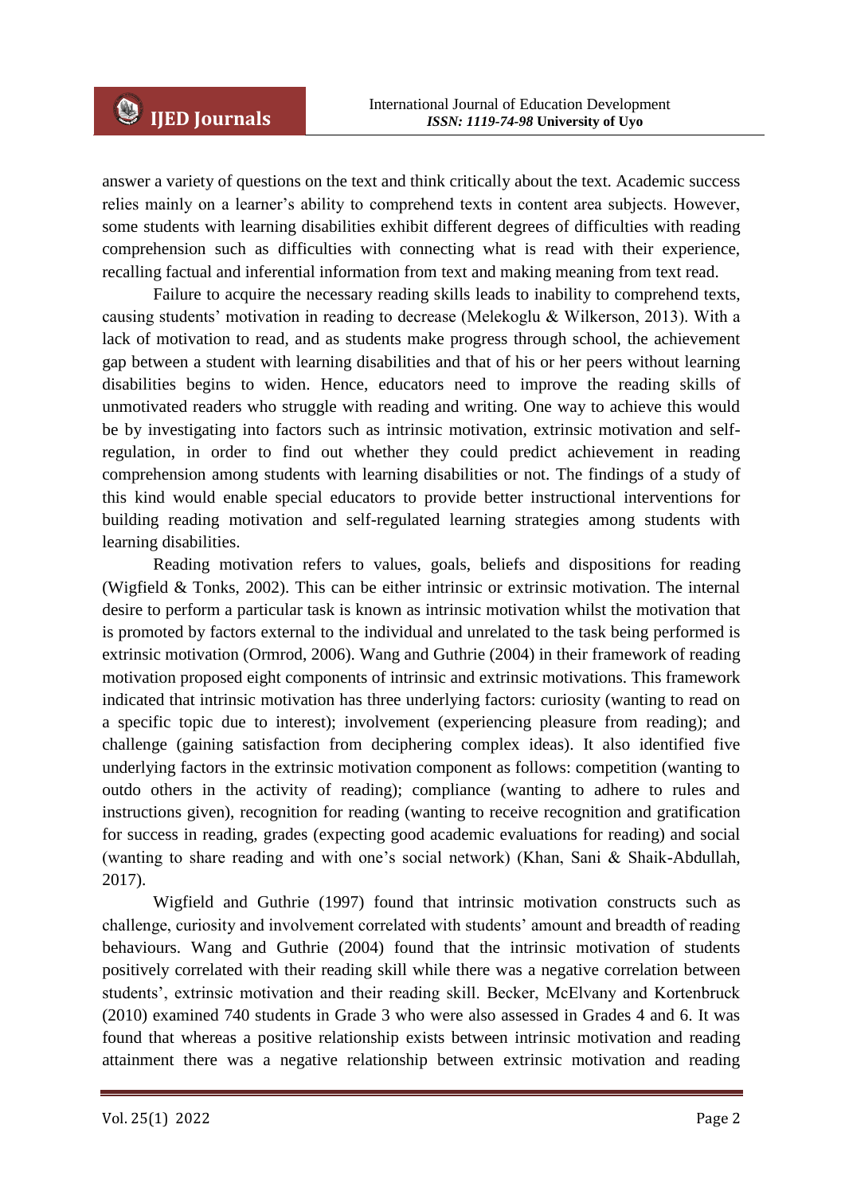answer a variety of questions on the text and think critically about the text. Academic success relies mainly on a learner's ability to comprehend texts in content area subjects. However, some students with learning disabilities exhibit different degrees of difficulties with reading comprehension such as difficulties with connecting what is read with their experience, recalling factual and inferential information from text and making meaning from text read.

Failure to acquire the necessary reading skills leads to inability to comprehend texts, causing students' motivation in reading to decrease (Melekoglu & Wilkerson, 2013). With a lack of motivation to read, and as students make progress through school, the achievement gap between a student with learning disabilities and that of his or her peers without learning disabilities begins to widen. Hence, educators need to improve the reading skills of unmotivated readers who struggle with reading and writing. One way to achieve this would be by investigating into factors such as intrinsic motivation, extrinsic motivation and self-regulation, in order to find out whether they could predict achievement in reading comprehension among students with learning disabilities or not. The findings of a study of this kind would enable special educators to provide better instructional interventions for building reading motivation and self-regulated learning strategies among students with learning disabilities.

Reading motivation refers to values, goals, beliefs and dispositions for reading (Wigfield & Tonks, 2002). This can be either intrinsic or extrinsic motivation. The internal desire to perform a particular task is known as intrinsic motivation whilst the motivation that is promoted by factors external to the individual and unrelated to the task being performed is extrinsic motivation (Ormrod, 2006). Wang and Guthrie (2004) in their framework of reading motivation proposed eight components of intrinsic and extrinsic motivations. This framework indicated that intrinsic motivation has three underlying factors: curiosity (wanting to read on a specific topic due to interest); involvement (experiencing pleasure from reading); and challenge (gaining satisfaction from deciphering complex ideas). It also identified five underlying factors in the extrinsic motivation component as follows: competition (wanting to outdo others in the activity of reading); compliance (wanting to adhere to rules and instructions given), recognition for reading (wanting to receive recognition and gratification for success in reading, grades (expecting good academic evaluations for reading) and social (wanting to share reading and with one's social network) (Khan, Sani & Shaik-Abdullah, 2017).

Wigfield and Guthrie (1997) found that intrinsic motivation constructs such as challenge, curiosity and involvement correlated with students' amount and breadth of reading behaviours. Wang and Guthrie (2004) found that the intrinsic motivation of students positively correlated with their reading skill while there was a negative correlation between students', extrinsic motivation and their reading skill. Becker, McElvany and Kortenbruck (2010) examined 740 students in Grade 3 who were also assessed in Grades 4 and 6. It was found that whereas a positive relationship exists between intrinsic motivation and reading attainment there was a negative relationship between extrinsic motivation and reading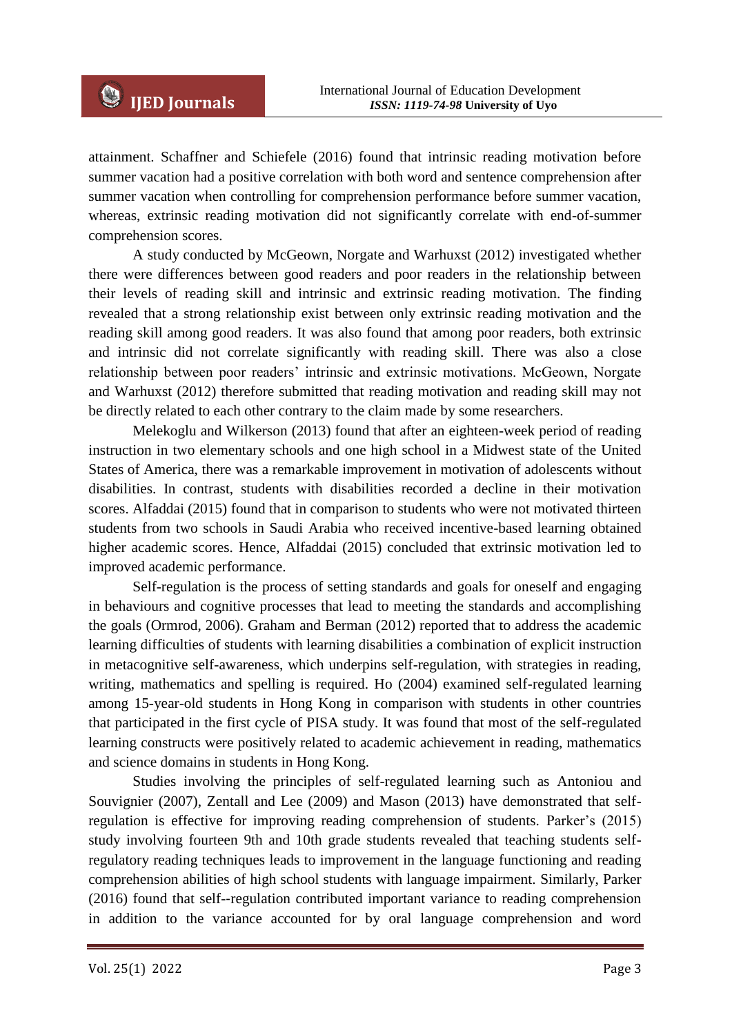attainment. Schaffner and Schiefele (2016) found that intrinsic reading motivation before summer vacation had a positive correlation with both word and sentence comprehension after summer vacation when controlling for comprehension performance before summer vacation, whereas, extrinsic reading motivation did not significantly correlate with end-of-summer comprehension scores.

A study conducted by McGeown, Norgate and Warhuxst (2012) investigated whether there were differences between good readers and poor readers in the relationship between their levels of reading skill and intrinsic and extrinsic reading motivation. The finding revealed that a strong relationship exist between only extrinsic reading motivation and the reading skill among good readers. It was also found that among poor readers, both extrinsic and intrinsic did not correlate significantly with reading skill. There was also a close relationship between poor readers' intrinsic and extrinsic motivations. McGeown, Norgate and Warhuxst (2012) therefore submitted that reading motivation and reading skill may not be directly related to each other contrary to the claim made by some researchers.

Melekoglu and Wilkerson (2013) found that after an eighteen-week period of reading instruction in two elementary schools and one high school in a Midwest state of the United States of America, there was a remarkable improvement in motivation of adolescents without disabilities. In contrast, students with disabilities recorded a decline in their motivation scores. Alfaddai (2015) found that in comparison to students who were not motivated thirteen students from two schools in Saudi Arabia who received incentive-based learning obtained higher academic scores. Hence, Alfaddai (2015) concluded that extrinsic motivation led to improved academic performance.

Self-regulation is the process of setting standards and goals for oneself and engaging in behaviours and cognitive processes that lead to meeting the standards and accomplishing the goals (Ormrod, 2006). Graham and Berman (2012) reported that to address the academic learning difficulties of students with learning disabilities a combination of explicit instruction in metacognitive self-awareness, which underpins self-regulation, with strategies in reading, writing, mathematics and spelling is required. Ho (2004) examined self-regulated learning among 15-year-old students in Hong Kong in comparison with students in other countries that participated in the first cycle of PISA study. It was found that most of the self-regulated learning constructs were positively related to academic achievement in reading, mathematics and science domains in students in Hong Kong.

Studies involving the principles of self-regulated learning such as Antoniou and Souvignier (2007), Zentall and Lee (2009) and Mason (2013) have demonstrated that self-regulation is effective for improving reading comprehension of students. Parker's (2015) study involving fourteen 9th and 10th grade students revealed that teaching students self-regulatory reading techniques leads to improvement in the language functioning and reading comprehension abilities of high school students with language impairment. Similarly, Parker (2016) found that self--regulation contributed important variance to reading comprehension in addition to the variance accounted for by oral language comprehension and word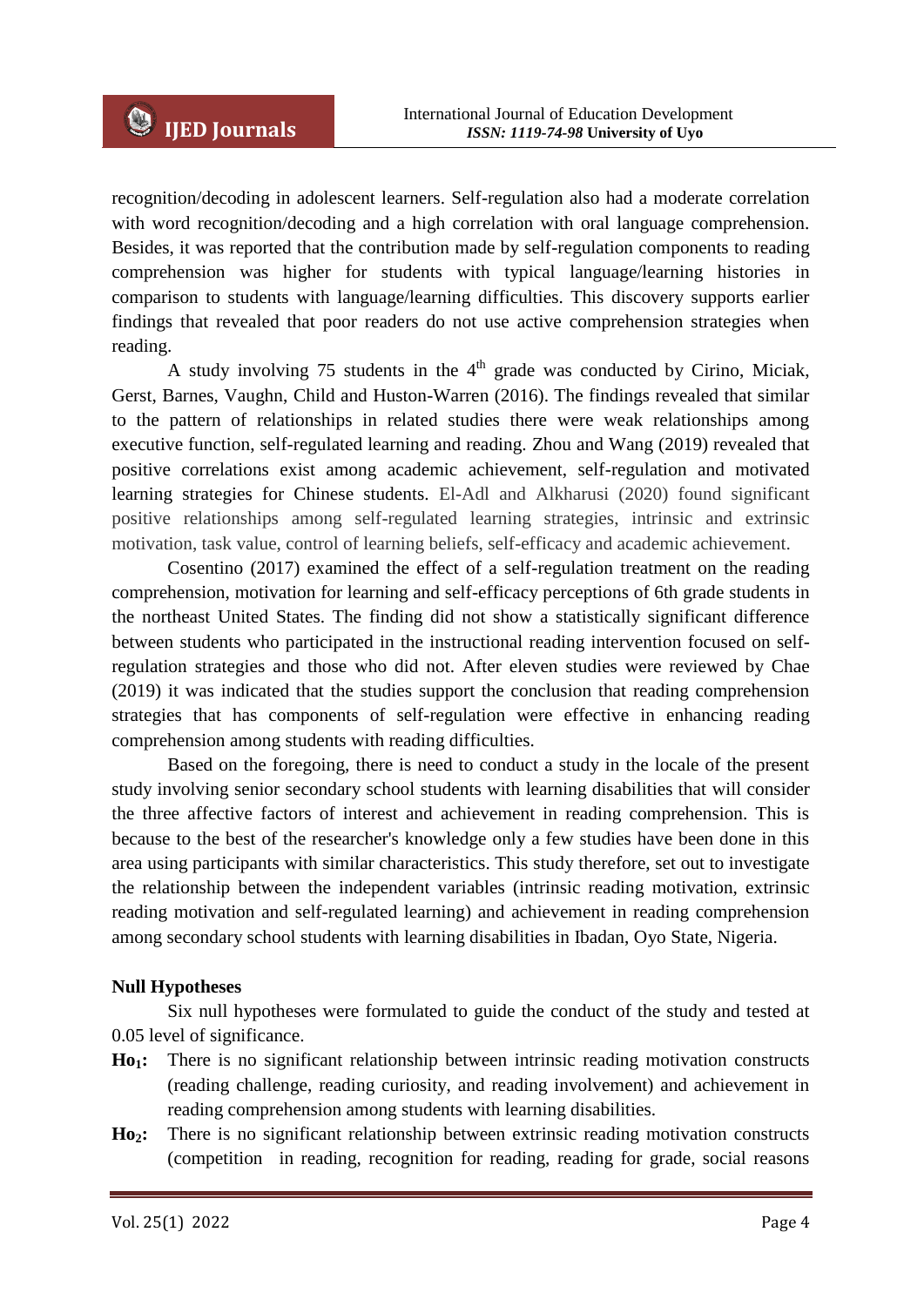recognition/decoding in adolescent learners. Self-regulation also had a moderate correlation with word recognition/decoding and a high correlation with oral language comprehension. Besides, it was reported that the contribution made by self-regulation components to reading comprehension was higher for students with typical language/learning histories in comparison to students with language/learning difficulties. This discovery supports earlier findings that revealed that poor readers do not use active comprehension strategies when reading.

A study involving 75 students in the 4th grade was conducted by Cirino, Miciak, Gerst, Barnes, Vaughn, Child and Huston-Warren (2016). The findings revealed that similar to the pattern of relationships in related studies there were weak relationships among executive function, self-regulated learning and reading. Zhou and Wang (2019) revealed that positive correlations exist among academic achievement, self-regulation and motivated learning strategies for Chinese students. El-Adl and Alkharusi (2020) found significant positive relationships among self-regulated learning strategies, intrinsic and extrinsic motivation, task value, control of learning beliefs, self-efficacy and academic achievement.

Cosentino (2017) examined the effect of a self-regulation treatment on the reading comprehension, motivation for learning and self-efficacy perceptions of 6th grade students in the northeast United States. The finding did not show a statistically significant difference between students who participated in the instructional reading intervention focused on self-regulation strategies and those who did not. After eleven studies were reviewed by Chae (2019) it was indicated that the studies support the conclusion that reading comprehension strategies that has components of self-regulation were effective in enhancing reading comprehension among students with reading difficulties.

Based on the foregoing, there is need to conduct a study in the locale of the present study involving senior secondary school students with learning disabilities that will consider the three affective factors of interest and achievement in reading comprehension. This is because to the best of the researcher's knowledge only a few studies have been done in this area using participants with similar characteristics. This study therefore, set out to investigate the relationship between the independent variables (intrinsic reading motivation, extrinsic reading motivation and self-regulated learning) and achievement in reading comprehension among secondary school students with learning disabilities in Ibadan, Oyo State, Nigeria.

**Null Hypotheses**

Six null hypotheses were formulated to guide the conduct of the study and tested at 0.05 level of significance.

**$Ho_1$:** There is no significant relationship between intrinsic reading motivation constructs (reading challenge, reading curiosity, and reading involvement) and achievement in reading comprehension among students with learning disabilities.

**$Ho_2$:** There is no significant relationship between extrinsic reading motivation constructs (competition in reading, recognition for reading, reading for grade, social reasons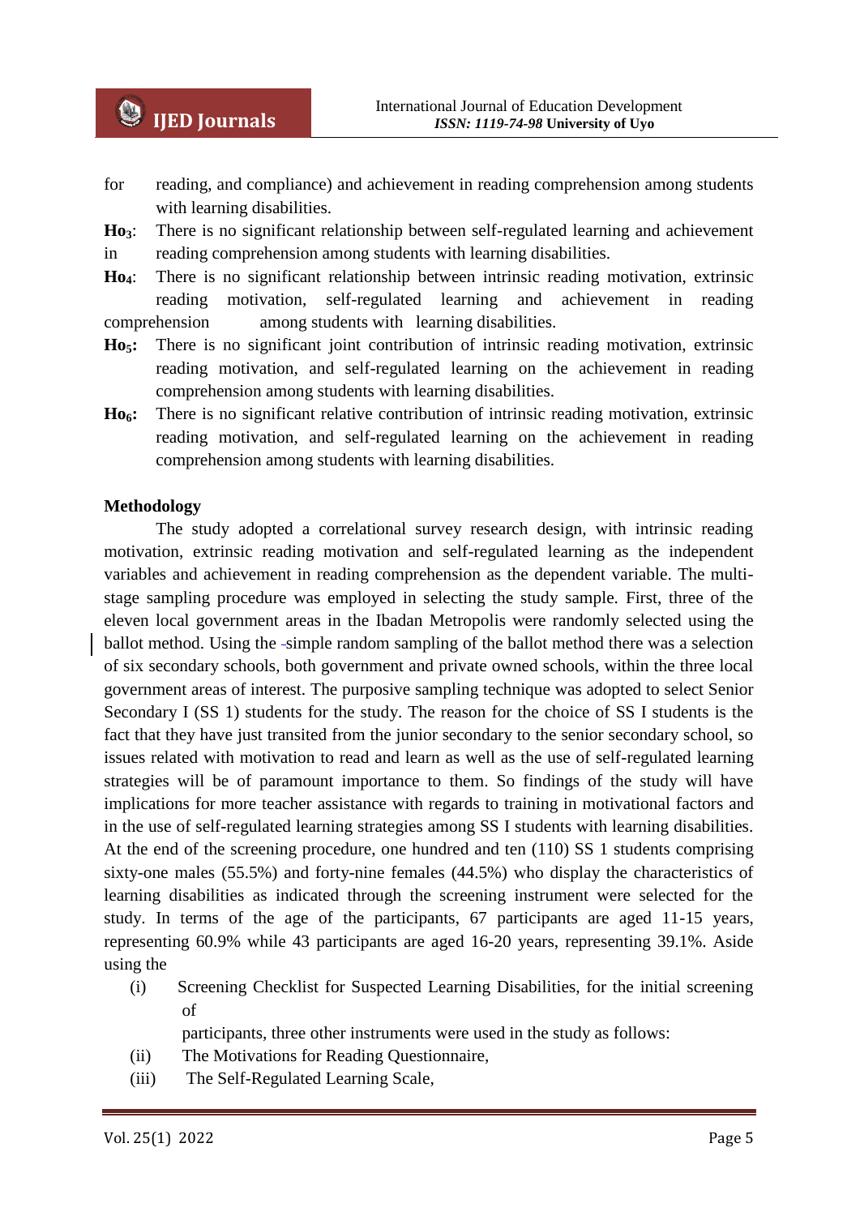for reading, and compliance) and achievement in reading comprehension among students with learning disabilities.

**Ho$_3$**: There is no significant relationship between self-regulated learning and achievement in reading comprehension among students with learning disabilities.

**Ho$_4$**: There is no significant relationship between intrinsic reading motivation, extrinsic reading motivation, self-regulated learning and achievement in reading comprehension among students with learning disabilities.

**Ho$_5$:** There is no significant joint contribution of intrinsic reading motivation, extrinsic reading motivation, and self-regulated learning on the achievement in reading comprehension among students with learning disabilities.

**Ho$_6$:** There is no significant relative contribution of intrinsic reading motivation, extrinsic reading motivation, and self-regulated learning on the achievement in reading comprehension among students with learning disabilities.

**Methodology**

The study adopted a correlational survey research design, with intrinsic reading motivation, extrinsic reading motivation and self-regulated learning as the independent variables and achievement in reading comprehension as the dependent variable. The multi-stage sampling procedure was employed in selecting the study sample. First, three of the eleven local government areas in the Ibadan Metropolis were randomly selected using the ballot method. Using the simple random sampling of the ballot method there was a selection of six secondary schools, both government and private owned schools, within the three local government areas of interest. The purposive sampling technique was adopted to select Senior Secondary I (SS 1) students for the study. The reason for the choice of SS I students is the fact that they have just transited from the junior secondary to the senior secondary school, so issues related with motivation to read and learn as well as the use of self-regulated learning strategies will be of paramount importance to them. So findings of the study will have implications for more teacher assistance with regards to training in motivational factors and in the use of self-regulated learning strategies among SS I students with learning disabilities. At the end of the screening procedure, one hundred and ten (110) SS 1 students comprising sixty-one males (55.5%) and forty-nine females (44.5%) who display the characteristics of learning disabilities as indicated through the screening instrument were selected for the study. In terms of the age of the participants, 67 participants are aged 11-15 years, representing 60.9% while 43 participants are aged 16-20 years, representing 39.1%. Aside using the

(i) Screening Checklist for Suspected Learning Disabilities, for the initial screening of participants, three other instruments were used in the study as follows:

(ii) The Motivations for Reading Questionnaire,

(iii) The Self-Regulated Learning Scale,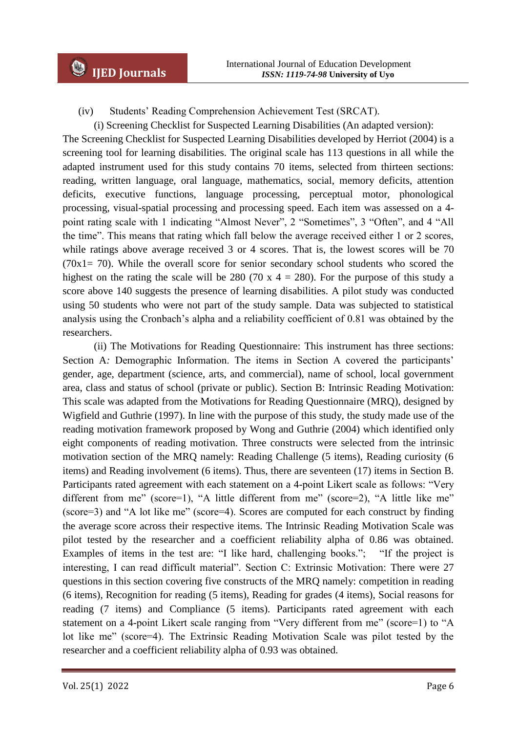(iv) Students' Reading Comprehension Achievement Test (SRCAT).

(i) Screening Checklist for Suspected Learning Disabilities (An adapted version): The Screening Checklist for Suspected Learning Disabilities developed by Herriot (2004) is a screening tool for learning disabilities. The original scale has 113 questions in all while the adapted instrument used for this study contains 70 items, selected from thirteen sections: reading, written language, oral language, mathematics, social, memory deficits, attention deficits, executive functions, language processing, perceptual motor, phonological processing, visual-spatial processing and processing speed. Each item was assessed on a 4-point rating scale with 1 indicating "Almost Never", 2 "Sometimes", 3 "Often", and 4 "All the time". This means that rating which fall below the average received either 1 or 2 scores, while ratings above average received 3 or 4 scores. That is, the lowest scores will be 70 (70x1= 70). While the overall score for senior secondary school students who scored the highest on the rating the scale will be 280 (70 x 4 = 280). For the purpose of this study a score above 140 suggests the presence of learning disabilities. A pilot study was conducted using 50 students who were not part of the study sample. Data was subjected to statistical analysis using the Cronbach's alpha and a reliability coefficient of 0.81 was obtained by the researchers.

(ii) The Motivations for Reading Questionnaire: This instrument has three sections: Section A*:* Demographic Information. The items in Section A covered the participants' gender, age, department (science, arts, and commercial), name of school, local government area, class and status of school (private or public). Section B: Intrinsic Reading Motivation: This scale was adapted from the Motivations for Reading Questionnaire (MRQ), designed by Wigfield and Guthrie (1997). In line with the purpose of this study, the study made use of the reading motivation framework proposed by Wong and Guthrie (2004) which identified only eight components of reading motivation. Three constructs were selected from the intrinsic motivation section of the MRQ namely: Reading Challenge (5 items), Reading curiosity (6 items) and Reading involvement (6 items). Thus, there are seventeen (17) items in Section B. Participants rated agreement with each statement on a 4-point Likert scale as follows: "Very different from me" (score=1), "A little different from me" (score=2), "A little like me" (score=3) and "A lot like me" (score=4). Scores are computed for each construct by finding the average score across their respective items. The Intrinsic Reading Motivation Scale was pilot tested by the researcher and a coefficient reliability alpha of 0.86 was obtained. Examples of items in the test are: "I like hard, challenging books."; "If the project is interesting, I can read difficult material". Section C: Extrinsic Motivation: There were 27 questions in this section covering five constructs of the MRQ namely: competition in reading (6 items), Recognition for reading (5 items), Reading for grades (4 items), Social reasons for reading (7 items) and Compliance (5 items). Participants rated agreement with each statement on a 4-point Likert scale ranging from "Very different from me" (score=1) to "A lot like me" (score=4). The Extrinsic Reading Motivation Scale was pilot tested by the researcher and a coefficient reliability alpha of 0.93 was obtained.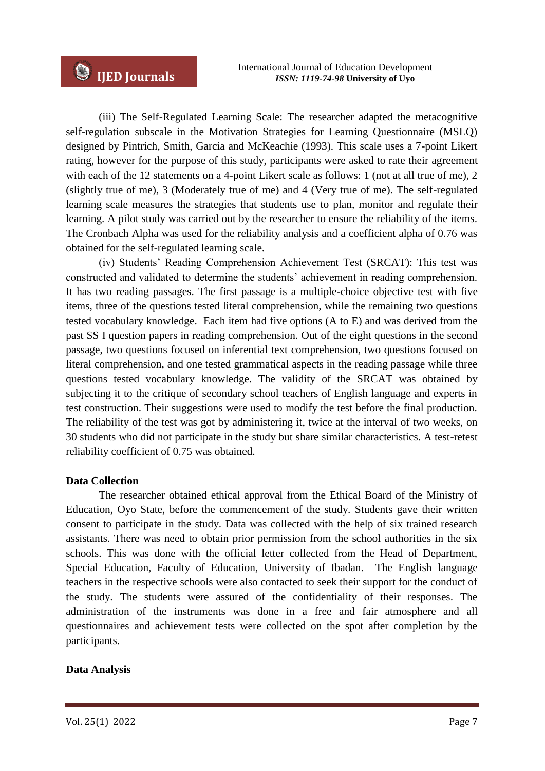(iii) The Self-Regulated Learning Scale: The researcher adapted the metacognitive self-regulation subscale in the Motivation Strategies for Learning Questionnaire (MSLQ) designed by Pintrich, Smith, Garcia and McKeachie (1993). This scale uses a 7-point Likert rating, however for the purpose of this study, participants were asked to rate their agreement with each of the 12 statements on a 4-point Likert scale as follows: 1 (not at all true of me), 2 (slightly true of me), 3 (Moderately true of me) and 4 (Very true of me). The self-regulated learning scale measures the strategies that students use to plan, monitor and regulate their learning. A pilot study was carried out by the researcher to ensure the reliability of the items. The Cronbach Alpha was used for the reliability analysis and a coefficient alpha of 0.76 was obtained for the self-regulated learning scale.

(iv) Students' Reading Comprehension Achievement Test (SRCAT): This test was constructed and validated to determine the students' achievement in reading comprehension. It has two reading passages. The first passage is a multiple-choice objective test with five items, three of the questions tested literal comprehension, while the remaining two questions tested vocabulary knowledge. Each item had five options (A to E) and was derived from the past SS I question papers in reading comprehension. Out of the eight questions in the second passage, two questions focused on inferential text comprehension, two questions focused on literal comprehension, and one tested grammatical aspects in the reading passage while three questions tested vocabulary knowledge. The validity of the SRCAT was obtained by subjecting it to the critique of secondary school teachers of English language and experts in test construction. Their suggestions were used to modify the test before the final production. The reliability of the test was got by administering it, twice at the interval of two weeks, on 30 students who did not participate in the study but share similar characteristics. A test-retest reliability coefficient of 0.75 was obtained.

**Data Collection**

The researcher obtained ethical approval from the Ethical Board of the Ministry of Education, Oyo State, before the commencement of the study. Students gave their written consent to participate in the study. Data was collected with the help of six trained research assistants. There was need to obtain prior permission from the school authorities in the six schools. This was done with the official letter collected from the Head of Department, Special Education, Faculty of Education, University of Ibadan. The English language teachers in the respective schools were also contacted to seek their support for the conduct of the study. The students were assured of the confidentiality of their responses. The administration of the instruments was done in a free and fair atmosphere and all questionnaires and achievement tests were collected on the spot after completion by the participants.

**Data Analysis**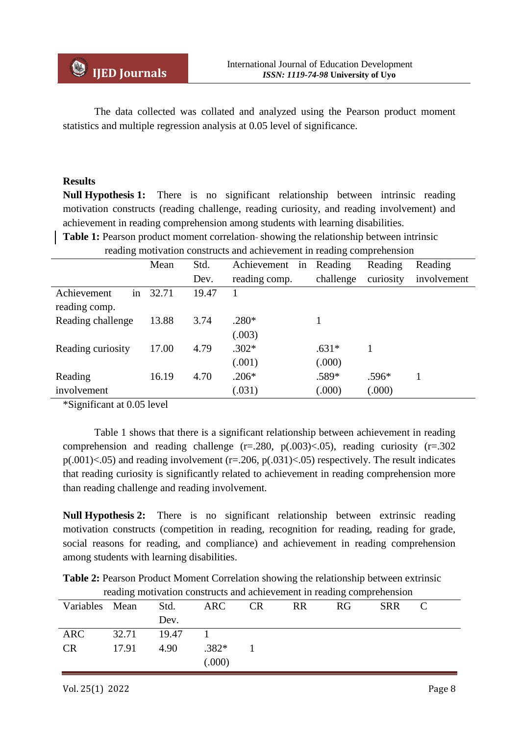The data collected was collated and analyzed using the Pearson product moment statistics and multiple regression analysis at 0.05 level of significance.

## Results

**Null Hypothesis 1:** There is no significant relationship between intrinsic reading motivation constructs (reading challenge, reading curiosity, and reading involvement) and achievement in reading comprehension among students with learning disabilities.

**Table 1:** Pearson product moment correlation showing the relationship between intrinsic reading motivation constructs and achievement in reading comprehension

| | Mean | Std. Dev. | Achievement in reading comp. | Reading challenge | Reading curiosity | Reading involvement |
|---|---|---|---|---|---|---|
| Achievement in reading comp. | 32.71 | 19.47 | 1 | | | |
| Reading challenge | 13.88 | 3.74 | .280* (.003) | 1 | | |
| Reading curiosity | 17.00 | 4.79 | .302* (.001) | .631* (.000) | 1 | |
| Reading involvement | 16.19 | 4.70 | .206* (.031) | .589* (.000) | .596* (.000) | 1 |

*Significant at 0.05 level

Table 1 shows that there is a significant relationship between achievement in reading comprehension and reading challenge (r=.280, p(.003)<.05), reading curiosity (r=.302 p(.001)<.05) and reading involvement (r=.206, p(.031)<.05) respectively. The result indicates that reading curiosity is significantly related to achievement in reading comprehension more than reading challenge and reading involvement.

**Null Hypothesis 2:** There is no significant relationship between extrinsic reading motivation constructs (competition in reading, recognition for reading, reading for grade, social reasons for reading, and compliance) and achievement in reading comprehension among students with learning disabilities.

**Table 2:** Pearson Product Moment Correlation showing the relationship between extrinsic reading motivation constructs and achievement in reading comprehension

| Variables | Mean | Std. Dev. | ARC | CR | RR | RG | SRR | C |
|---|---|---|---|---|---|---|---|---|
| ARC | 32.71 | 19.47 | 1 | | | | | |
| CR | 17.91 | 4.90 | .382* (.000) | 1 | | | | |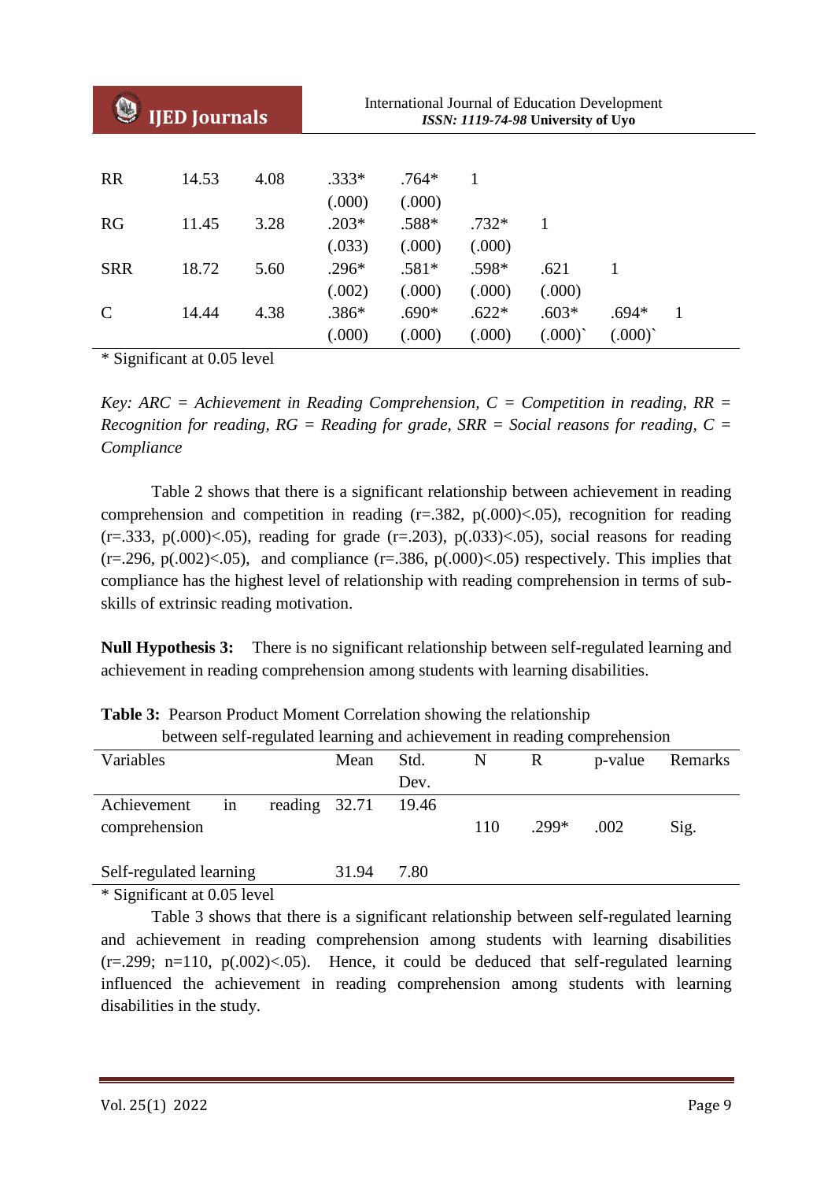| | | | | | | | | |
|---|---|---|---|---|---|---|---|---|
| RR | 14.53 | 4.08 | .333* (.000) | .764* (.000) | 1 | | | |
| RG | 11.45 | 3.28 | .203* (.033) | .588* (.000) | .732* (.000) | 1 | | |
| SRR | 18.72 | 5.60 | .296* (.002) | .581* (.000) | .598* (.000) | .621 (.000) | 1 | |
| C | 14.44 | 4.38 | .386* (.000) | .690* (.000) | .622* (.000) | .603* (.000)` | .694* (.000)` | 1 |

* Significant at 0.05 level

*Key: ARC = Achievement in Reading Comprehension, C = Competition in reading, RR = Recognition for reading, RG = Reading for grade, SRR = Social reasons for reading, C = Compliance*

Table 2 shows that there is a significant relationship between achievement in reading comprehension and competition in reading (r=.382, p(.000)<.05), recognition for reading (r=.333, p(.000)<.05), reading for grade (r=.203), p(.033)<.05), social reasons for reading (r=.296, p(.002)<.05), and compliance (r=.386, p(.000)<.05) respectively. This implies that compliance has the highest level of relationship with reading comprehension in terms of sub-skills of extrinsic reading motivation.

**Null Hypothesis 3:** There is no significant relationship between self-regulated learning and achievement in reading comprehension among students with learning disabilities.

**Table 3:** Pearson Product Moment Correlation showing the relationship between self-regulated learning and achievement in reading comprehension

| Variables | Mean | Std. Dev. | N | R | p-value | Remarks |
|---|---|---|---|---|---|---|
| Achievement in reading comprehension | 32.71 | 19.46 | 110 | .299* | .002 | Sig. |
| Self-regulated learning | 31.94 | 7.80 | | | | |

* Significant at 0.05 level

Table 3 shows that there is a significant relationship between self-regulated learning and achievement in reading comprehension among students with learning disabilities (r=.299; n=110, p(.002)<.05). Hence, it could be deduced that self-regulated learning influenced the achievement in reading comprehension among students with learning disabilities in the study.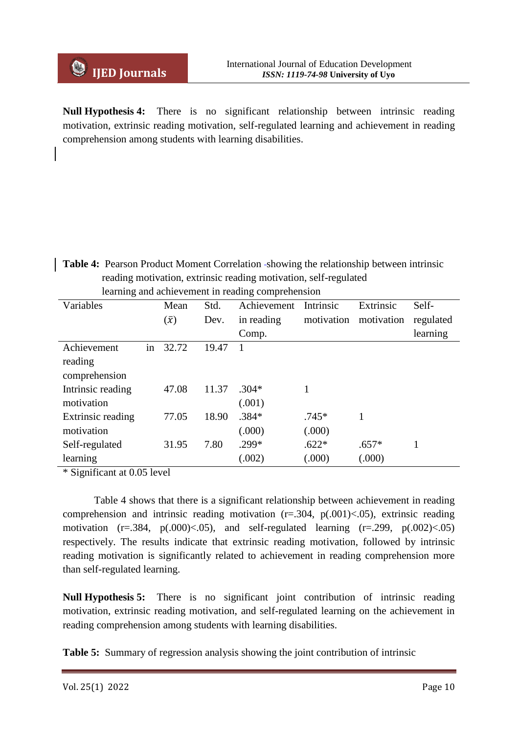**Null Hypothesis 4:** There is no significant relationship between intrinsic reading motivation, extrinsic reading motivation, self-regulated learning and achievement in reading comprehension among students with learning disabilities.

**Table 4:** Pearson Product Moment Correlation showing the relationship between intrinsic reading motivation, extrinsic reading motivation, self-regulated learning and achievement in reading comprehension

| Variables | Mean ($\bar{x}$) | Std. Dev. | Achievement in reading Comp. | Intrinsic motivation | Extrinsic motivation | Self-regulated learning |
|---|---|---|---|---|---|---|
| Achievement in reading comprehension | 32.72 | 19.47 | 1 | | | |
| Intrinsic reading motivation | 47.08 | 11.37 | .304* (.001) | 1 | | |
| Extrinsic reading motivation | 77.05 | 18.90 | .384* (.000) | .745* (.000) | 1 | |
| Self-regulated learning | 31.95 | 7.80 | .299* (.002) | .622* (.000) | .657* (.000) | 1 |

\* Significant at 0.05 level

Table 4 shows that there is a significant relationship between achievement in reading comprehension and intrinsic reading motivation (r=.304, p(.001)<.05), extrinsic reading motivation (r=.384, p(.000)<.05), and self-regulated learning (r=.299, p(.002)<.05) respectively. The results indicate that extrinsic reading motivation, followed by intrinsic reading motivation is significantly related to achievement in reading comprehension more than self-regulated learning.

**Null Hypothesis 5:** There is no significant joint contribution of intrinsic reading motivation, extrinsic reading motivation, and self-regulated learning on the achievement in reading comprehension among students with learning disabilities.

**Table 5:** Summary of regression analysis showing the joint contribution of intrinsic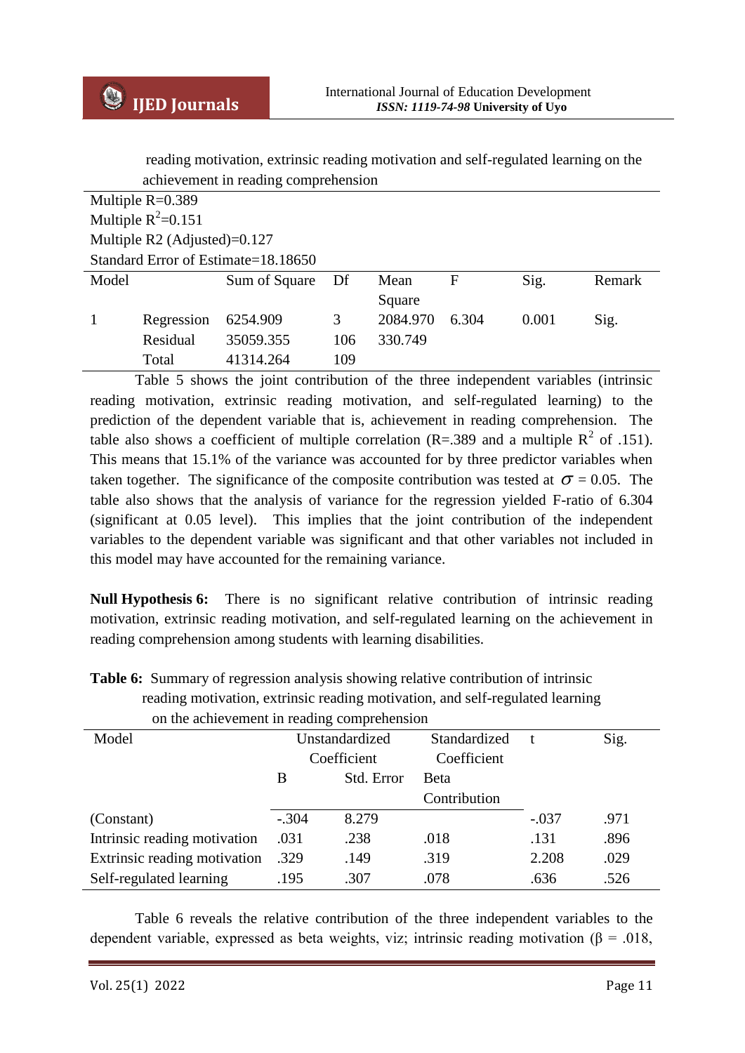reading motivation, extrinsic reading motivation and self-regulated learning on the achievement in reading comprehension

Multiple R=0.389
Multiple $R^2$=0.151
Multiple R2 (Adjusted)=0.127
Standard Error of Estimate=18.18650

| Model | | Sum of Square | Df | Mean Square | F | Sig. | Remark |
|---|---|---|---|---|---|---|---|
| 1 | Regression | 6254.909 | 3 | 2084.970 | 6.304 | 0.001 | Sig. |
| | Residual | 35059.355 | 106 | 330.749 | | | |
| | Total | 41314.264 | 109 | | | | |

Table 5 shows the joint contribution of the three independent variables (intrinsic reading motivation, extrinsic reading motivation, and self-regulated learning) to the prediction of the dependent variable that is, achievement in reading comprehension. The table also shows a coefficient of multiple correlation (R=.389 and a multiple $R^2$ of .151). This means that 15.1% of the variance was accounted for by three predictor variables when taken together. The significance of the composite contribution was tested at $\sigma$ = 0.05. The table also shows that the analysis of variance for the regression yielded F-ratio of 6.304 (significant at 0.05 level). This implies that the joint contribution of the independent variables to the dependent variable was significant and that other variables not included in this model may have accounted for the remaining variance.

**Null Hypothesis 6:** There is no significant relative contribution of intrinsic reading motivation, extrinsic reading motivation, and self-regulated learning on the achievement in reading comprehension among students with learning disabilities.

**Table 6:** Summary of regression analysis showing relative contribution of intrinsic reading motivation, extrinsic reading motivation, and self-regulated learning on the achievement in reading comprehension

| Model | Unstandardized Coefficient | | Standardized Coefficient | t | Sig. |
|---|---|---|---|---|---|
| | B | Std. Error | Beta Contribution | | |
| (Constant) | -.304 | 8.279 | | -.037 | .971 |
| Intrinsic reading motivation | .031 | .238 | .018 | .131 | .896 |
| Extrinsic reading motivation | .329 | .149 | .319 | 2.208 | .029 |
| Self-regulated learning | .195 | .307 | .078 | .636 | .526 |

Table 6 reveals the relative contribution of the three independent variables to the dependent variable, expressed as beta weights, viz; intrinsic reading motivation (β = .018,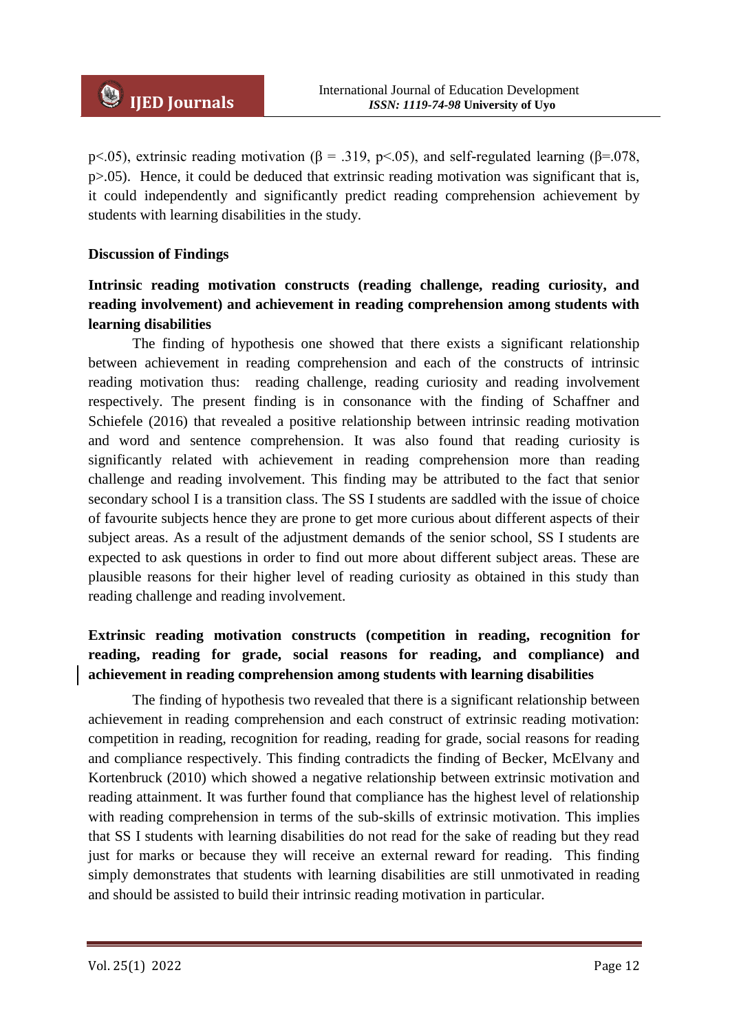$p<.05$), extrinsic reading motivation ($\beta = .319$, $p<.05$), and self-regulated learning ($\beta=.078$, $p>.05$). Hence, it could be deduced that extrinsic reading motivation was significant that is, it could independently and significantly predict reading comprehension achievement by students with learning disabilities in the study.

## Discussion of Findings

### Intrinsic reading motivation constructs (reading challenge, reading curiosity, and reading involvement) and achievement in reading comprehension among students with learning disabilities

The finding of hypothesis one showed that there exists a significant relationship between achievement in reading comprehension and each of the constructs of intrinsic reading motivation thus: reading challenge, reading curiosity and reading involvement respectively. The present finding is in consonance with the finding of Schaffner and Schiefele (2016) that revealed a positive relationship between intrinsic reading motivation and word and sentence comprehension. It was also found that reading curiosity is significantly related with achievement in reading comprehension more than reading challenge and reading involvement. This finding may be attributed to the fact that senior secondary school I is a transition class. The SS I students are saddled with the issue of choice of favourite subjects hence they are prone to get more curious about different aspects of their subject areas. As a result of the adjustment demands of the senior school, SS I students are expected to ask questions in order to find out more about different subject areas. These are plausible reasons for their higher level of reading curiosity as obtained in this study than reading challenge and reading involvement.

### Extrinsic reading motivation constructs (competition in reading, recognition for reading, reading for grade, social reasons for reading, and compliance) and achievement in reading comprehension among students with learning disabilities

The finding of hypothesis two revealed that there is a significant relationship between achievement in reading comprehension and each construct of extrinsic reading motivation: competition in reading, recognition for reading, reading for grade, social reasons for reading and compliance respectively. This finding contradicts the finding of Becker, McElvany and Kortenbruck (2010) which showed a negative relationship between extrinsic motivation and reading attainment. It was further found that compliance has the highest level of relationship with reading comprehension in terms of the sub-skills of extrinsic motivation. This implies that SS I students with learning disabilities do not read for the sake of reading but they read just for marks or because they will receive an external reward for reading. This finding simply demonstrates that students with learning disabilities are still unmotivated in reading and should be assisted to build their intrinsic reading motivation in particular.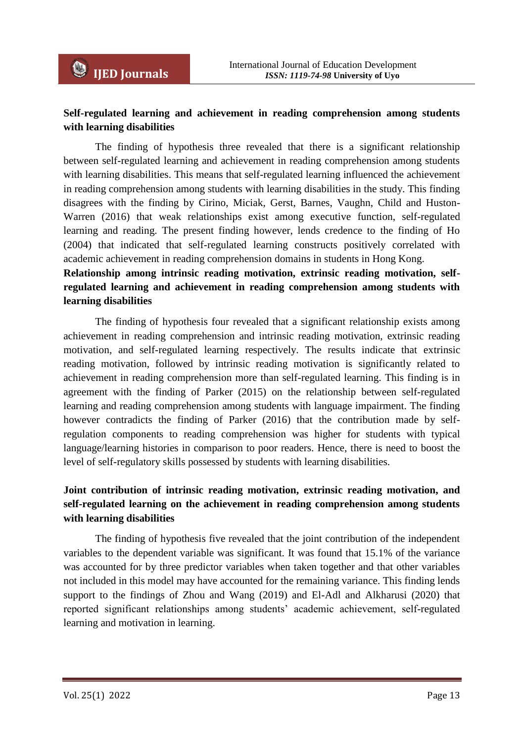**Self-regulated learning and achievement in reading comprehension among students with learning disabilities**

The finding of hypothesis three revealed that there is a significant relationship between self-regulated learning and achievement in reading comprehension among students with learning disabilities. This means that self-regulated learning influenced the achievement in reading comprehension among students with learning disabilities in the study. This finding disagrees with the finding by Cirino, Miciak, Gerst, Barnes, Vaughn, Child and Huston-Warren (2016) that weak relationships exist among executive function, self-regulated learning and reading. The present finding however, lends credence to the finding of Ho (2004) that indicated that self-regulated learning constructs positively correlated with academic achievement in reading comprehension domains in students in Hong Kong.

**Relationship among intrinsic reading motivation, extrinsic reading motivation, self-regulated learning and achievement in reading comprehension among students with learning disabilities**

The finding of hypothesis four revealed that a significant relationship exists among achievement in reading comprehension and intrinsic reading motivation, extrinsic reading motivation, and self-regulated learning respectively. The results indicate that extrinsic reading motivation, followed by intrinsic reading motivation is significantly related to achievement in reading comprehension more than self-regulated learning. This finding is in agreement with the finding of Parker (2015) on the relationship between self-regulated learning and reading comprehension among students with language impairment. The finding however contradicts the finding of Parker (2016) that the contribution made by self-regulation components to reading comprehension was higher for students with typical language/learning histories in comparison to poor readers. Hence, there is need to boost the level of self-regulatory skills possessed by students with learning disabilities.

**Joint contribution of intrinsic reading motivation, extrinsic reading motivation, and self-regulated learning on the achievement in reading comprehension among students with learning disabilities**

The finding of hypothesis five revealed that the joint contribution of the independent variables to the dependent variable was significant. It was found that 15.1% of the variance was accounted for by three predictor variables when taken together and that other variables not included in this model may have accounted for the remaining variance. This finding lends support to the findings of Zhou and Wang (2019) and El-Adl and Alkharusi (2020) that reported significant relationships among students' academic achievement, self-regulated learning and motivation in learning.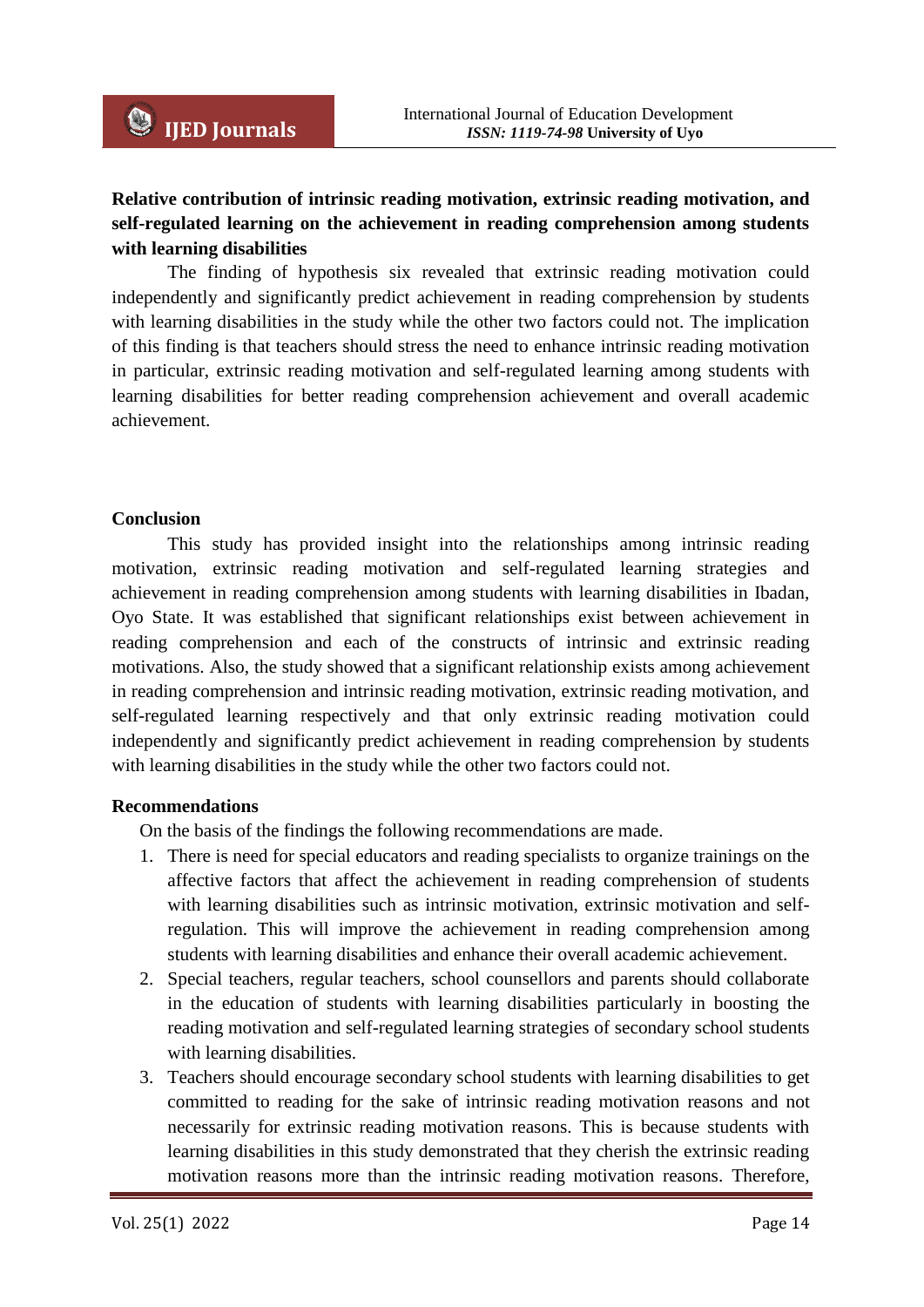**Relative contribution of intrinsic reading motivation, extrinsic reading motivation, and self-regulated learning on the achievement in reading comprehension among students with learning disabilities**

The finding of hypothesis six revealed that extrinsic reading motivation could independently and significantly predict achievement in reading comprehension by students with learning disabilities in the study while the other two factors could not. The implication of this finding is that teachers should stress the need to enhance intrinsic reading motivation in particular, extrinsic reading motivation and self-regulated learning among students with learning disabilities for better reading comprehension achievement and overall academic achievement.

## Conclusion

This study has provided insight into the relationships among intrinsic reading motivation, extrinsic reading motivation and self-regulated learning strategies and achievement in reading comprehension among students with learning disabilities in Ibadan, Oyo State. It was established that significant relationships exist between achievement in reading comprehension and each of the constructs of intrinsic and extrinsic reading motivations. Also, the study showed that a significant relationship exists among achievement in reading comprehension and intrinsic reading motivation, extrinsic reading motivation, and self-regulated learning respectively and that only extrinsic reading motivation could independently and significantly predict achievement in reading comprehension by students with learning disabilities in the study while the other two factors could not.

## Recommendations

On the basis of the findings the following recommendations are made.

1. There is need for special educators and reading specialists to organize trainings on the affective factors that affect the achievement in reading comprehension of students with learning disabilities such as intrinsic motivation, extrinsic motivation and self-regulation. This will improve the achievement in reading comprehension among students with learning disabilities and enhance their overall academic achievement.
2. Special teachers, regular teachers, school counsellors and parents should collaborate in the education of students with learning disabilities particularly in boosting the reading motivation and self-regulated learning strategies of secondary school students with learning disabilities.
3. Teachers should encourage secondary school students with learning disabilities to get committed to reading for the sake of intrinsic reading motivation reasons and not necessarily for extrinsic reading motivation reasons. This is because students with learning disabilities in this study demonstrated that they cherish the extrinsic reading motivation reasons more than the intrinsic reading motivation reasons. Therefore,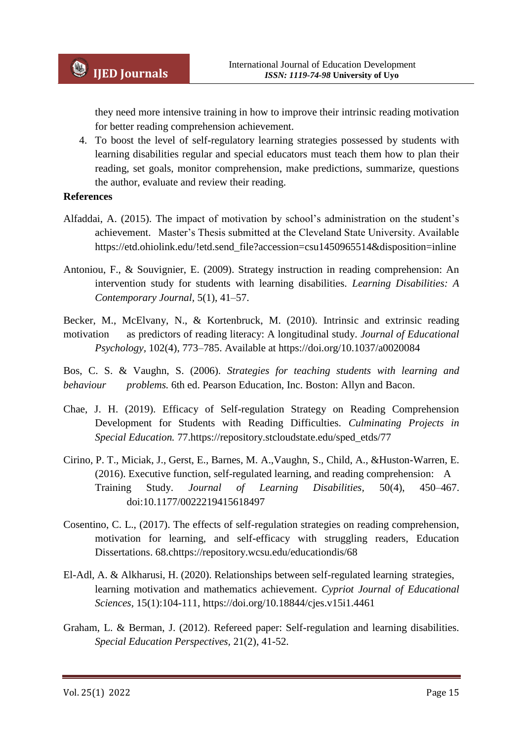they need more intensive training in how to improve their intrinsic reading motivation for better reading comprehension achievement.

4. To boost the level of self-regulatory learning strategies possessed by students with learning disabilities regular and special educators must teach them how to plan their reading, set goals, monitor comprehension, make predictions, summarize, questions the author, evaluate and review their reading.

**References**

Alfaddai, A. (2015). The impact of motivation by school's administration on the student's achievement. Master's Thesis submitted at the Cleveland State University. Available https://etd.ohiolink.edu/!etd.send_file?accession=csu1450965514&disposition=inline

Antoniou, F., & Souvignier, E. (2009). Strategy instruction in reading comprehension: An intervention study for students with learning disabilities. *Learning Disabilities: A Contemporary Journal*, 5(1), 41–57.

Becker, M., McElvany, N., & Kortenbruck, M. (2010). Intrinsic and extrinsic reading motivation as predictors of reading literacy: A longitudinal study. *Journal of Educational Psychology*, 102(4), 773–785. Available at https://doi.org/10.1037/a0020084

Bos, C. S. & Vaughn, S. (2006). *Strategies for teaching students with learning and behaviour problems.* 6th ed. Pearson Education, Inc. Boston: Allyn and Bacon.

Chae, J. H. (2019). Efficacy of Self-regulation Strategy on Reading Comprehension Development for Students with Reading Difficulties. *Culminating Projects in Special Education.* 77.https://repository.stcloudstate.edu/sped_etds/77

Cirino, P. T., Miciak, J., Gerst, E., Barnes, M. A.,Vaughn, S., Child, A., &Huston-Warren, E. (2016). Executive function, self-regulated learning, and reading comprehension: A Training Study. *Journal of Learning Disabilities*, 50(4), 450–467. doi:10.1177/0022219415618497

Cosentino, C. L., (2017). The effects of self-regulation strategies on reading comprehension, motivation for learning, and self-efficacy with struggling readers, Education Dissertations. 68.chttps://repository.wcsu.edu/educationdis/68

El-Adl, A. & Alkharusi, H. (2020). Relationships between self-regulated learning strategies, learning motivation and mathematics achievement. *Cypriot Journal of Educational Sciences*, 15(1):104-111, https://doi.org/10.18844/cjes.v15i1.4461

Graham, L. & Berman, J. (2012). Refereed paper: Self-regulation and learning disabilities. *Special Education Perspectives*, 21(2), 41-52.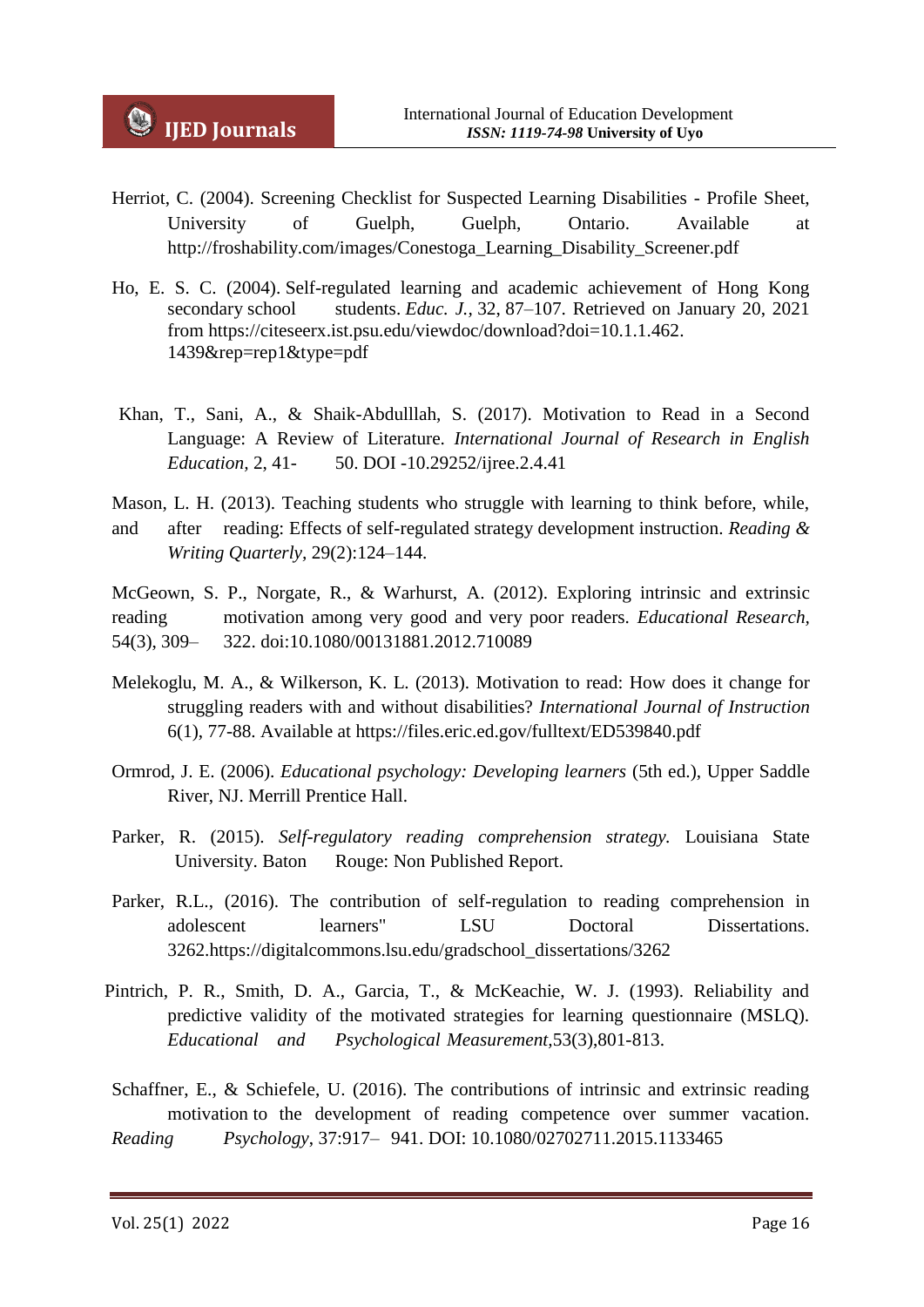Herriot, C. (2004). Screening Checklist for Suspected Learning Disabilities - Profile Sheet, University of Guelph, Guelph, Ontario. Available at http://froshability.com/images/Conestoga_Learning_Disability_Screener.pdf

Ho, E. S. C. (2004). Self-regulated learning and academic achievement of Hong Kong secondary school students. *Educ. J.*, 32, 87–107. Retrieved on January 20, 2021 from https://citeseerx.ist.psu.edu/viewdoc/download?doi=10.1.1.462.1439&rep=rep1&type=pdf

Khan, T., Sani, A., & Shaik-Abdulllah, S. (2017). Motivation to Read in a Second Language: A Review of Literature. *International Journal of Research in English Education,* 2, 41- 50. DOI -10.29252/ijree.2.4.41

Mason, L. H. (2013). Teaching students who struggle with learning to think before, while, and after reading: Effects of self-regulated strategy development instruction. *Reading & Writing Quarterly,* 29(2):124–144.

McGeown, S. P., Norgate, R., & Warhurst, A. (2012). Exploring intrinsic and extrinsic reading motivation among very good and very poor readers. *Educational Research,* 54(3), 309– 322. doi:10.1080/00131881.2012.710089

Melekoglu, M. A., & Wilkerson, K. L. (2013). Motivation to read: How does it change for struggling readers with and without disabilities? *International Journal of Instruction* 6(1), 77-88. Available at https://files.eric.ed.gov/fulltext/ED539840.pdf

Ormrod, J. E. (2006). *Educational psychology: Developing learners* (5th ed.), Upper Saddle River, NJ. Merrill Prentice Hall.

Parker, R. (2015). *Self-regulatory reading comprehension strategy.* Louisiana State University. Baton Rouge: Non Published Report.

Parker, R.L., (2016). The contribution of self-regulation to reading comprehension in adolescent learners" LSU Doctoral Dissertations. 3262.https://digitalcommons.lsu.edu/gradschool_dissertations/3262

Pintrich, P. R., Smith, D. A., Garcia, T., & McKeachie, W. J. (1993). Reliability and predictive validity of the motivated strategies for learning questionnaire (MSLQ). *Educational and Psychological Measurement,*53(3),801-813.

Schaffner, E., & Schiefele, U. (2016). The contributions of intrinsic and extrinsic reading motivation to the development of reading competence over summer vacation. *Reading Psychology*, 37:917– 941. DOI: 10.1080/02702711.2015.1133465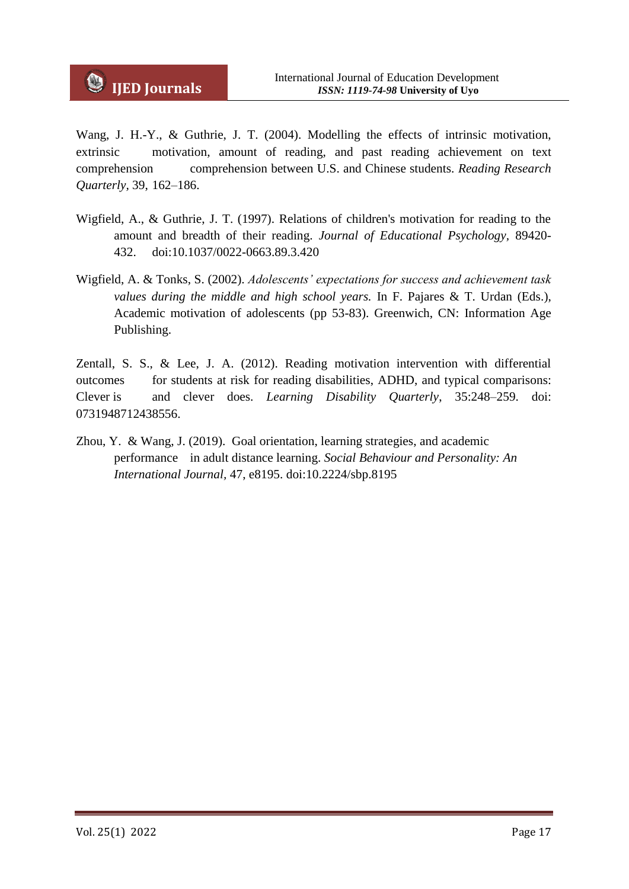Wang, J. H.-Y., & Guthrie, J. T. (2004). Modelling the effects of intrinsic motivation, extrinsic motivation, amount of reading, and past reading achievement on text comprehension comprehension between U.S. and Chinese students. *Reading Research Quarterly*, 39, 162–186.

Wigfield, A., & Guthrie, J. T. (1997). Relations of children's motivation for reading to the amount and breadth of their reading. *Journal of Educational Psychology*, 89420-432. doi:10.1037/0022-0663.89.3.420

Wigfield, A. & Tonks, S. (2002). *Adolescents' expectations for success and achievement task values during the middle and high school years.* In F. Pajares & T. Urdan (Eds.), Academic motivation of adolescents (pp 53-83). Greenwich, CN: Information Age Publishing.

Zentall, S. S., & Lee, J. A. (2012). Reading motivation intervention with differential outcomes for students at risk for reading disabilities, ADHD, and typical comparisons: Clever is and clever does. *Learning Disability Quarterly*, 35:248–259. doi: 0731948712438556.

Zhou, Y. & Wang, J. (2019). Goal orientation, learning strategies, and academic performance in adult distance learning. *Social Behaviour and Personality: An International Journal*, 47, e8195. doi:10.2224/sbp.8195